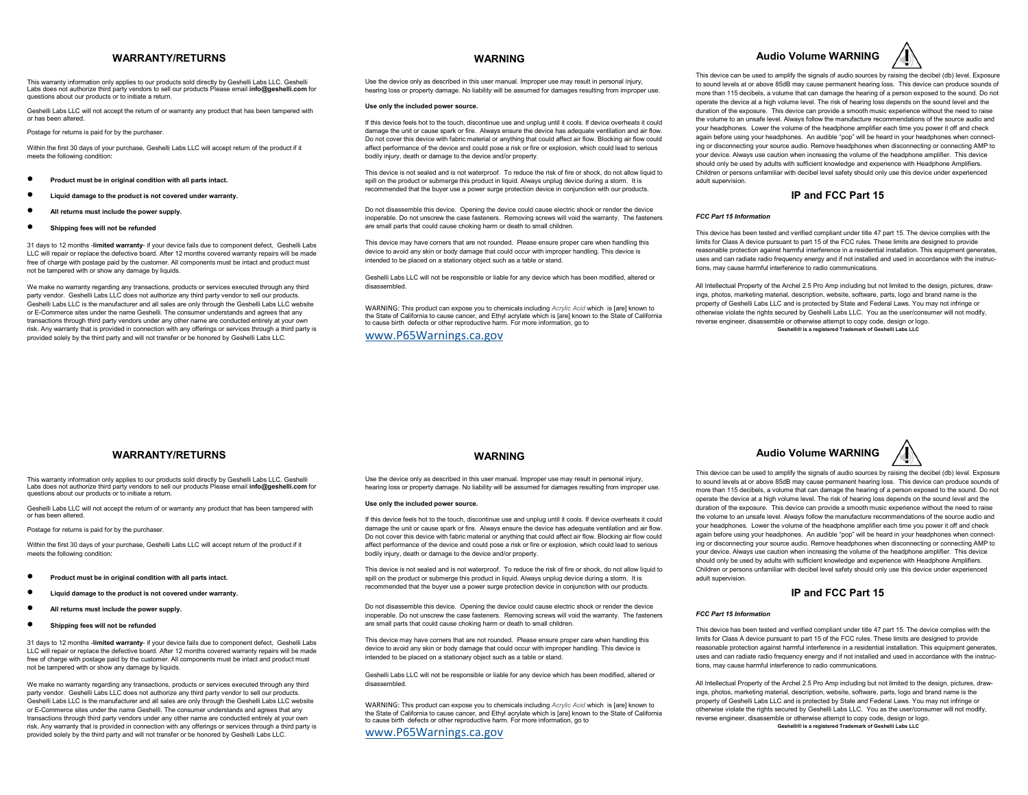## WARRANTY/RETURNS

This warranty information only applies to our products sold directly by Geshelli Labs LLC. Geshelli Labs does not authorize third party vendors to sell our products Please email **info@geshelli.com** for questions about our products or to initiate a return.

Geshelli Labs LLC will not accept the return of or warranty any product that has been tampered with or has been altered.

Postage for returns is paid for by the purchaser.

Within the first 30 days of your purchase, Geshelli Labs LLC will accept return of the product if it meets the following condition:

- **Product must be in original condition with all parts intact.**
- **Liquid damage to the product is not covered under warranty.**
- **All returns must include the power supply.**
- **Shipping fees will not be refunded**

31 days to 12 months -**limited warranty**- if your device fails due to component defect, Geshelli Labs LLC will repair or replace the defective board. After 12 months covered warranty repairs will be made free of charge with postage paid by the customer. All components must be intact and product must not be tampered with or show any damage by liquids.

We make no warranty regarding any transactions, products or services executed through any third party vendor. Geshelli Labs LLC does not authorize any third party vendor to sell our products. Geshelli Labs LLC is the manufacturer and all sales are only through the Geshelli Labs LLC website or E-Commerce sites under the name Geshelli. The consumer understands and agrees that any transactions through third party vendors under any other name are conducted entirely at your own risk. Any warranty that is provided in connection with any offerings or services through a third party is provided solely by the third party and will not transfer or be honored by Geshelli Labs LLC.

## WARNING

Use the device only as described in this user manual. Improper use may result in personal injury, hearing loss or property damage. No liability will be assumed for damages resulting from improper use.

**Use only the included power source.**

If this device feels hot to the touch, discontinue use and unplug until it cools. If device overheats it could damage the unit or cause spark or fire. Always ensure the device has adequate ventilation and air flow. Do not cover this device with fabric material or anything that could affect air flow. Blocking air flow could affect performance of the device and could pose a risk or fire or explosion, which could lead to serious bodily injury, death or damage to the device and/or property.

This device is not sealed and is not waterproof. To reduce the risk of fire or shock, do not allow liquid to spill on the product or submerge this product in liquid. Always unplug device during a storm. It is recommended that the buyer use a power surge protection device in conjunction with our products.

Do not disassemble this device. Opening the device could cause electric shock or render the device inoperable. Do not unscrew the case fasteners. Removing screws will void the warranty. The fasteners are small parts that could cause choking harm or death to small children.

This device may have corners that are not rounded. Please ensure proper care when handling this device to avoid any skin or body damage that could occur with improper handling. This device is intended to be placed on a stationary object such as a table or stand.

Geshelli Labs LLC will not be responsible or liable for any device which has been modified, altered or disassembled.

WARNING: This product can expose you to chemicals including *Acrylic Acid* which is [are] known to the State of California to cause cancer, and Ethyl acrylate which is [are] known to the State of California to cause birth defects or other reproductive harm. For more information, go to

www.P65Warnings.ca.gov

## Audio Volume WARNING

This device can be used to amplify the signals of audio sources by raising the decibel (db) level. Exposure to sound levels at or above 85dB may cause permanent hearing loss. This device can produce sounds of more than 115 decibels, a volume that can damage the hearing of a person exposed to the sound. Do not operate the device at a high volume level. The risk of hearing loss depends on the sound level and the duration of the exposure. This device can provide a smooth music experience without the need to raise the volume to an unsafe level. Always follow the manufacture recommendations of the source audio and your headphones. Lower the volume of the headphone amplifier each time you power it off and check again before using your headphones. An audible "pop" will be heard in your headphones when connecting or disconnecting your source audio. Remove headphones when disconnecting or connecting AMP to your device. Always use caution when increasing the volume of the headphone amplifier. This device should only be used by adults with sufficient knowledge and experience with Headphone Amplifiers. Children or persons unfamiliar with decibel level safety should only use this device under experienced adult supervision.

## IP and FCC Part 15

***FCC Part 15 Information***

This device has been tested and verified compliant under title 47 part 15. The device complies with the limits for Class A device pursuant to part 15 of the FCC rules. These limits are designed to provide reasonable protection against harmful interference in a residential installation. This equipment generates, uses and can radiate radio frequency energy and if not installed and used in accordance with the instructions, may cause harmful interference to radio communications.

All Intellectual Property of the Archel 2.5 Pro Amp including but not limited to the design, pictures, drawings, photos, marketing material, description, website, software, parts, logo and brand name is the property of Geshelli Labs LLC and is protected by State and Federal Laws. You may not infringe or otherwise violate the rights secured by Geshelli Labs LLC. You as the user/consumer will not modify, reverse engineer, disassemble or otherwise attempt to copy code, design or logo.

**Geshelli® is a registered Trademark of Geshelli Labs LLC**

## WARRANTY/RETURNS

This warranty information only applies to our products sold directly by Geshelli Labs LLC. Geshelli Labs does not authorize third party vendors to sell our products Please email **info@geshelli.com** for questions about our products or to initiate a return.

Geshelli Labs LLC will not accept the return of or warranty any product that has been tampered with or has been altered.

Postage for returns is paid for by the purchaser.

Within the first 30 days of your purchase, Geshelli Labs LLC will accept return of the product if it meets the following condition:

- **Product must be in original condition with all parts intact.**
- **Liquid damage to the product is not covered under warranty.**
- **All returns must include the power supply.**
- **Shipping fees will not be refunded**

31 days to 12 months -**limited warranty**- if your device fails due to component defect, Geshelli Labs LLC will repair or replace the defective board. After 12 months covered warranty repairs will be made free of charge with postage paid by the customer. All components must be intact and product must not be tampered with or show any damage by liquids.

We make no warranty regarding any transactions, products or services executed through any third party vendor. Geshelli Labs LLC does not authorize any third party vendor to sell our products. Geshelli Labs LLC is the manufacturer and all sales are only through the Geshelli Labs LLC website or E-Commerce sites under the name Geshelli. The consumer understands and agrees that any transactions through third party vendors under any other name are conducted entirely at your own risk. Any warranty that is provided in connection with any offerings or services through a third party is provided solely by the third party and will not transfer or be honored by Geshelli Labs LLC.

## WARNING

Use the device only as described in this user manual. Improper use may result in personal injury, hearing loss or property damage. No liability will be assumed for damages resulting from improper use.

**Use only the included power source.**

If this device feels hot to the touch, discontinue use and unplug until it cools. If device overheats it could damage the unit or cause spark or fire. Always ensure the device has adequate ventilation and air flow. Do not cover this device with fabric material or anything that could affect air flow. Blocking air flow could affect performance of the device and could pose a risk or fire or explosion, which could lead to serious bodily injury, death or damage to the device and/or property.

This device is not sealed and is not waterproof. To reduce the risk of fire or shock, do not allow liquid to spill on the product or submerge this product in liquid. Always unplug device during a storm. It is recommended that the buyer use a power surge protection device in conjunction with our products.

Do not disassemble this device. Opening the device could cause electric shock or render the device inoperable. Do not unscrew the case fasteners. Removing screws will void the warranty. The fasteners are small parts that could cause choking harm or death to small children.

This device may have corners that are not rounded. Please ensure proper care when handling this device to avoid any skin or body damage that could occur with improper handling. This device is intended to be placed on a stationary object such as a table or stand.

Geshelli Labs LLC will not be responsible or liable for any device which has been modified, altered or disassembled.

WARNING: This product can expose you to chemicals including *Acrylic Acid* which is [are] known to the State of California to cause cancer, and Ethyl acrylate which is [are] known to the State of California to cause birth defects or other reproductive harm. For more information, go to

www.P65Warnings.ca.gov

## Audio Volume WARNING

This device can be used to amplify the signals of audio sources by raising the decibel (db) level. Exposure to sound levels at or above 85dB may cause permanent hearing loss. This device can produce sounds of more than 115 decibels, a volume that can damage the hearing of a person exposed to the sound. Do not operate the device at a high volume level. The risk of hearing loss depends on the sound level and the duration of the exposure. This device can provide a smooth music experience without the need to raise the volume to an unsafe level. Always follow the manufacture recommendations of the source audio and your headphones. Lower the volume of the headphone amplifier each time you power it off and check again before using your headphones. An audible "pop" will be heard in your headphones when connecting or disconnecting your source audio. Remove headphones when disconnecting or connecting AMP to your device. Always use caution when increasing the volume of the headphone amplifier. This device should only be used by adults with sufficient knowledge and experience with Headphone Amplifiers. Children or persons unfamiliar with decibel level safety should only use this device under experienced adult supervision.

## IP and FCC Part 15

***FCC Part 15 Information***

This device has been tested and verified compliant under title 47 part 15. The device complies with the limits for Class A device pursuant to part 15 of the FCC rules. These limits are designed to provide reasonable protection against harmful interference in a residential installation. This equipment generates, uses and can radiate radio frequency energy and if not installed and used in accordance with the instructions, may cause harmful interference to radio communications.

All Intellectual Property of the Archel 2.5 Pro Amp including but not limited to the design, pictures, drawings, photos, marketing material, description, website, software, parts, logo and brand name is the property of Geshelli Labs LLC and is protected by State and Federal Laws. You may not infringe or otherwise violate the rights secured by Geshelli Labs LLC. You as the user/consumer will not modify, reverse engineer, disassemble or otherwise attempt to copy code, design or logo.

**Geshelli® is a registered Trademark of Geshelli Labs LLC**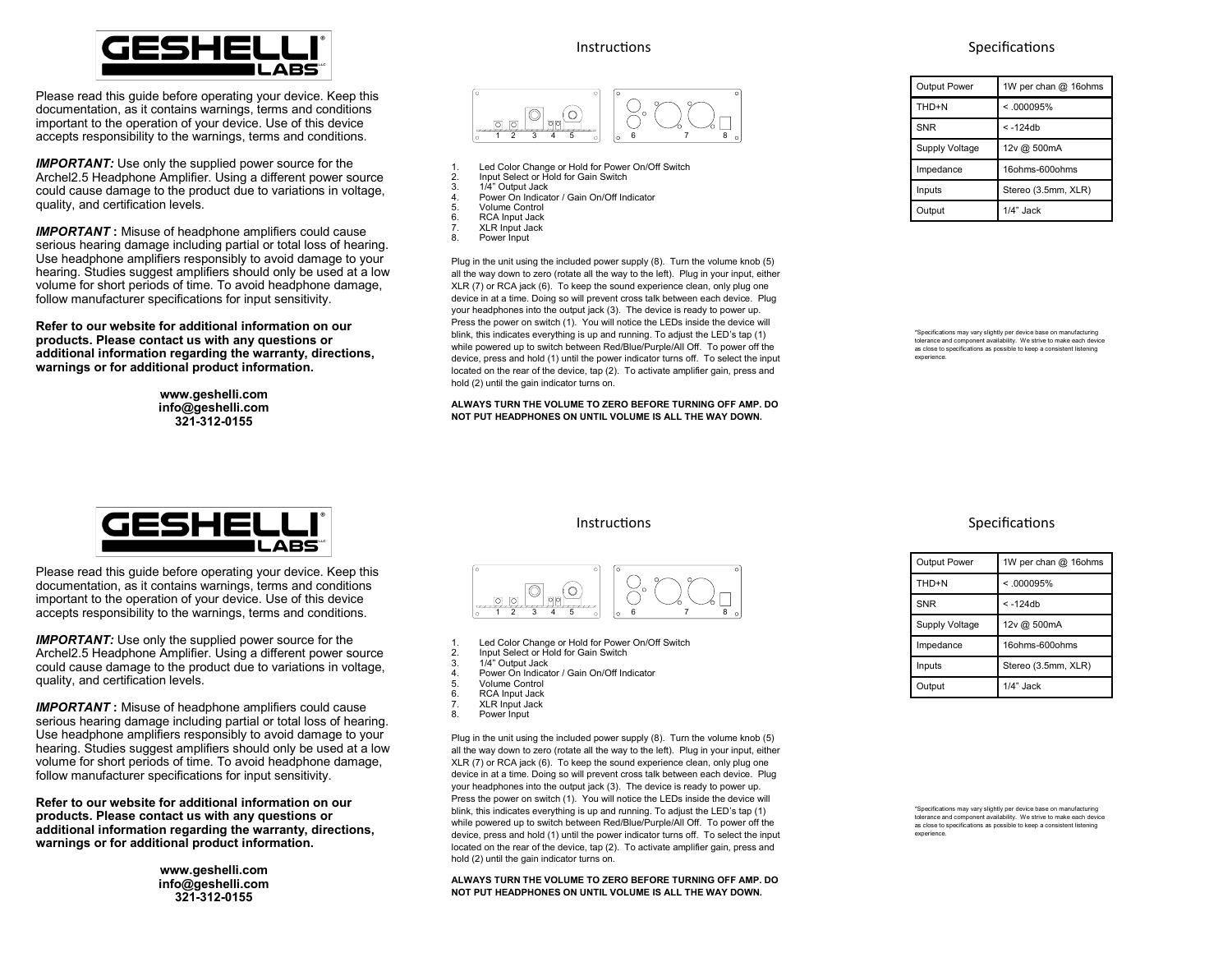**GESHELLI LABS**

Please read this guide before operating your device. Keep this documentation, as it contains warnings, terms and conditions important to the operation of your device. Use of this device accepts responsibility to the warnings, terms and conditions.

***IMPORTANT:*** Use only the supplied power source for the Archel2.5 Headphone Amplifier. Using a different power source could cause damage to the product due to variations in voltage, quality, and certification levels.

***IMPORTANT* :** Misuse of headphone amplifiers could cause serious hearing damage including partial or total loss of hearing. Use headphone amplifiers responsibly to avoid damage to your hearing. Studies suggest amplifiers should only be used at a low volume for short periods of time. To avoid headphone damage, follow manufacturer specifications for input sensitivity.

**Refer to our website for additional information on our products. Please contact us with any questions or additional information regarding the warranty, directions, warnings or for additional product information.**

**www.geshelli.com**
**info@geshelli.com**
**321-312-0155**

## Instructions

1 2 3 4 5

6 7 8

1. Led Color Change or Hold for Power On/Off Switch
2. Input Select or Hold for Gain Switch
3. 1/4" Output Jack
4. Power On Indicator / Gain On/Off Indicator
5. Volume Control
6. RCA Input Jack
7. XLR Input Jack
8. Power Input

Plug in the unit using the included power supply (8). Turn the volume knob (5) all the way down to zero (rotate all the way to the left). Plug in your input, either XLR (7) or RCA jack (6). To keep the sound experience clean, only plug one device in at a time. Doing so will prevent cross talk between each device. Plug your headphones into the output jack (3). The device is ready to power up. Press the power on switch (1). You will notice the LEDs inside the device will blink, this indicates everything is up and running. To adjust the LED's tap (1) while powered up to switch between Red/Blue/Purple/All Off. To power off the device, press and hold (1) until the power indicator turns off. To select the input located on the rear of the device, tap (2). To activate amplifier gain, press and hold (2) until the gain indicator turns on.

**ALWAYS TURN THE VOLUME TO ZERO BEFORE TURNING OFF AMP. DO NOT PUT HEADPHONES ON UNTIL VOLUME IS ALL THE WAY DOWN.**

## Specifications

| | |
|---|---|
| Output Power | 1W per chan @ 16ohms |
| THD+N | < .000095% |
| SNR | < -124db |
| Supply Voltage | 12v @ 500mA |
| Impedance | 16ohms-600ohms |
| Inputs | Stereo (3.5mm, XLR) |
| Output | 1/4" Jack |

*Specifications may vary slightly per device base on manufacturing tolerance and component availability. We strive to make each device as close to specifications as possible to keep a consistent listening experience.

**GESHELLI LABS**

Please read this guide before operating your device. Keep this documentation, as it contains warnings, terms and conditions important to the operation of your device. Use of this device accepts responsibility to the warnings, terms and conditions.

***IMPORTANT:*** Use only the supplied power source for the Archel2.5 Headphone Amplifier. Using a different power source could cause damage to the product due to variations in voltage, quality, and certification levels.

***IMPORTANT* :** Misuse of headphone amplifiers could cause serious hearing damage including partial or total loss of hearing. Use headphone amplifiers responsibly to avoid damage to your hearing. Studies suggest amplifiers should only be used at a low volume for short periods of time. To avoid headphone damage, follow manufacturer specifications for input sensitivity.

**Refer to our website for additional information on our products. Please contact us with any questions or additional information regarding the warranty, directions, warnings or for additional product information.**

**www.geshelli.com**
**info@geshelli.com**
**321-312-0155**

## Instructions

1 2 3 4 5

6 7 8

1. Led Color Change or Hold for Power On/Off Switch
2. Input Select or Hold for Gain Switch
3. 1/4" Output Jack
4. Power On Indicator / Gain On/Off Indicator
5. Volume Control
6. RCA Input Jack
7. XLR Input Jack
8. Power Input

Plug in the unit using the included power supply (8). Turn the volume knob (5) all the way down to zero (rotate all the way to the left). Plug in your input, either XLR (7) or RCA jack (6). To keep the sound experience clean, only plug one device in at a time. Doing so will prevent cross talk between each device. Plug your headphones into the output jack (3). The device is ready to power up. Press the power on switch (1). You will notice the LEDs inside the device will blink, this indicates everything is up and running. To adjust the LED's tap (1) while powered up to switch between Red/Blue/Purple/All Off. To power off the device, press and hold (1) until the power indicator turns off. To select the input located on the rear of the device, tap (2). To activate amplifier gain, press and hold (2) until the gain indicator turns on.

**ALWAYS TURN THE VOLUME TO ZERO BEFORE TURNING OFF AMP. DO NOT PUT HEADPHONES ON UNTIL VOLUME IS ALL THE WAY DOWN.**

## Specifications

| | |
|---|---|
| Output Power | 1W per chan @ 16ohms |
| THD+N | < .000095% |
| SNR | < -124db |
| Supply Voltage | 12v @ 500mA |
| Impedance | 16ohms-600ohms |
| Inputs | Stereo (3.5mm, XLR) |
| Output | 1/4" Jack |

*Specifications may vary slightly per device base on manufacturing tolerance and component availability. We strive to make each device as close to specifications as possible to keep a consistent listening experience.